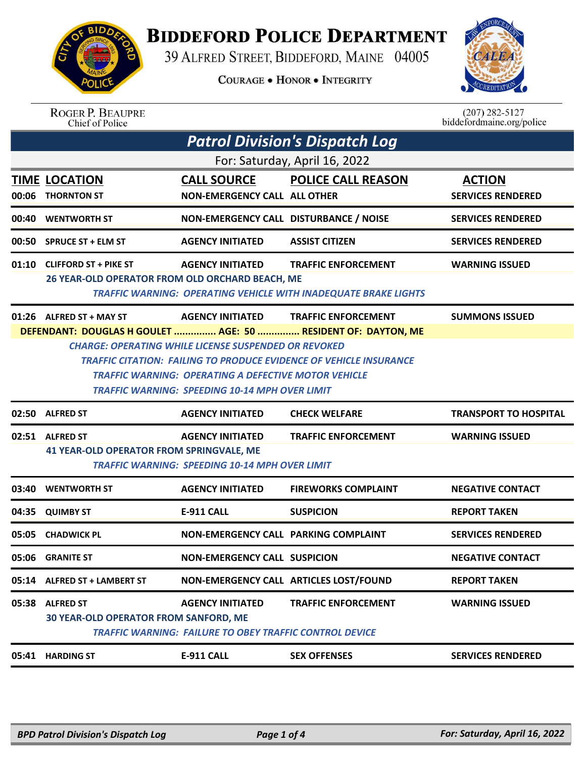# Biddeford Police Department

39 Alfred Street, Biddeford, Maine 04005

Courage • Honor • Integrity

Roger P. Beaupre
Chief of Police

(207) 282-5127
biddefordmaine.org/police

## Patrol Division's Dispatch Log

For: Saturday, April 16, 2022

| TIME | LOCATION | CALL SOURCE | POLICE CALL REASON | ACTION |
|---|---|---|---|---|
| 00:06 | THORNTON ST | NON-EMERGENCY CALL | ALL OTHER | SERVICES RENDERED |
| 00:40 | WENTWORTH ST | NON-EMERGENCY CALL | DISTURBANCE / NOISE | SERVICES RENDERED |
| 00:50 | SPRUCE ST + ELM ST | AGENCY INITIATED | ASSIST CITIZEN | SERVICES RENDERED |
| 01:10 | CLIFFORD ST + PIKE ST | AGENCY INITIATED | TRAFFIC ENFORCEMENT | WARNING ISSUED |

26 YEAR-OLD OPERATOR FROM OLD ORCHARD BEACH, ME
*TRAFFIC WARNING: OPERATING VEHICLE WITH INADEQUATE BRAKE LIGHTS*

| TIME | LOCATION | CALL SOURCE | POLICE CALL REASON | ACTION |
|---|---|---|---|---|
| 01:26 | ALFRED ST + MAY ST | AGENCY INITIATED | TRAFFIC ENFORCEMENT | SUMMONS ISSUED |

DEFENDANT: DOUGLAS H GOULET ............... AGE: 50 ............... RESIDENT OF: DAYTON, ME
*CHARGE: OPERATING WHILE LICENSE SUSPENDED OR REVOKED*
*TRAFFIC CITATION: FAILING TO PRODUCE EVIDENCE OF VEHICLE INSURANCE*
*TRAFFIC WARNING: OPERATING A DEFECTIVE MOTOR VEHICLE*
*TRAFFIC WARNING: SPEEDING 10-14 MPH OVER LIMIT*

| TIME | LOCATION | CALL SOURCE | POLICE CALL REASON | ACTION |
|---|---|---|---|---|
| 02:50 | ALFRED ST | AGENCY INITIATED | CHECK WELFARE | TRANSPORT TO HOSPITAL |
| 02:51 | ALFRED ST | AGENCY INITIATED | TRAFFIC ENFORCEMENT | WARNING ISSUED |

41 YEAR-OLD OPERATOR FROM SPRINGVALE, ME
*TRAFFIC WARNING: SPEEDING 10-14 MPH OVER LIMIT*

| TIME | LOCATION | CALL SOURCE | POLICE CALL REASON | ACTION |
|---|---|---|---|---|
| 03:40 | WENTWORTH ST | AGENCY INITIATED | FIREWORKS COMPLAINT | NEGATIVE CONTACT |
| 04:35 | QUIMBY ST | E-911 CALL | SUSPICION | REPORT TAKEN |
| 05:05 | CHADWICK PL | NON-EMERGENCY CALL | PARKING COMPLAINT | SERVICES RENDERED |
| 05:06 | GRANITE ST | NON-EMERGENCY CALL | SUSPICION | NEGATIVE CONTACT |
| 05:14 | ALFRED ST + LAMBERT ST | NON-EMERGENCY CALL | ARTICLES LOST/FOUND | REPORT TAKEN |
| 05:38 | ALFRED ST | AGENCY INITIATED | TRAFFIC ENFORCEMENT | WARNING ISSUED |

30 YEAR-OLD OPERATOR FROM SANFORD, ME
*TRAFFIC WARNING: FAILURE TO OBEY TRAFFIC CONTROL DEVICE*

| TIME | LOCATION | CALL SOURCE | POLICE CALL REASON | ACTION |
|---|---|---|---|---|
| 05:41 | HARDING ST | E-911 CALL | SEX OFFENSES | SERVICES RENDERED |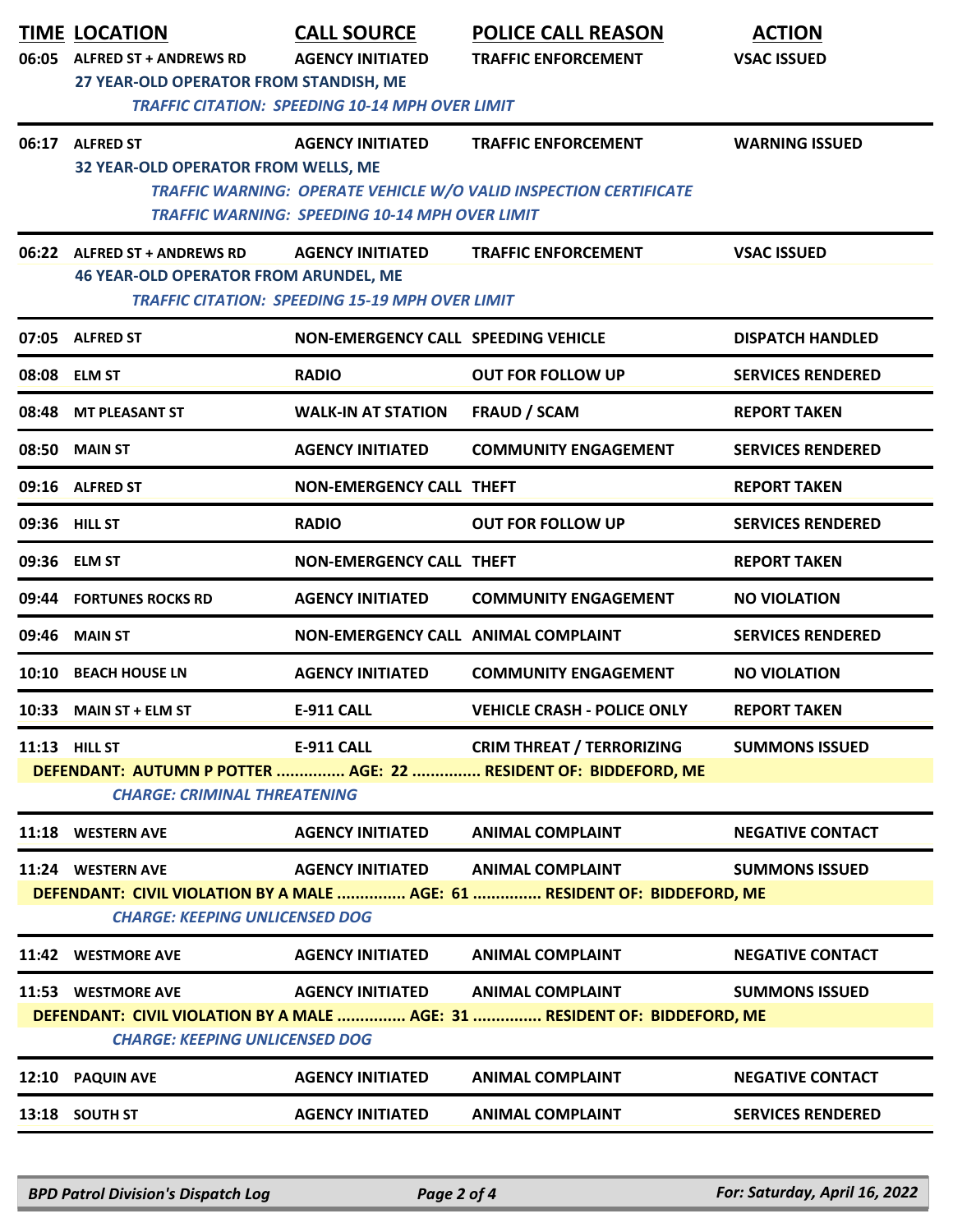| TIME | LOCATION | CALL SOURCE | POLICE CALL REASON | ACTION |
|---|---|---|---|---|
| 06:05 | ALFRED ST + ANDREWS RD | AGENCY INITIATED | TRAFFIC ENFORCEMENT | VSAC ISSUED |
| | 27 YEAR-OLD OPERATOR FROM STANDISH, ME | | | |
| | *TRAFFIC CITATION: SPEEDING 10-14 MPH OVER LIMIT* | | | |
| 06:17 | ALFRED ST | AGENCY INITIATED | TRAFFIC ENFORCEMENT | WARNING ISSUED |
| | 32 YEAR-OLD OPERATOR FROM WELLS, ME | | | |
| | *TRAFFIC WARNING: OPERATE VEHICLE W/O VALID INSPECTION CERTIFICATE* | | | |
| | *TRAFFIC WARNING: SPEEDING 10-14 MPH OVER LIMIT* | | | |
| 06:22 | ALFRED ST + ANDREWS RD | AGENCY INITIATED | TRAFFIC ENFORCEMENT | VSAC ISSUED |
| | 46 YEAR-OLD OPERATOR FROM ARUNDEL, ME | | | |
| | *TRAFFIC CITATION: SPEEDING 15-19 MPH OVER LIMIT* | | | |
| 07:05 | ALFRED ST | NON-EMERGENCY CALL | SPEEDING VEHICLE | DISPATCH HANDLED |
| 08:08 | ELM ST | RADIO | OUT FOR FOLLOW UP | SERVICES RENDERED |
| 08:48 | MT PLEASANT ST | WALK-IN AT STATION | FRAUD / SCAM | REPORT TAKEN |
| 08:50 | MAIN ST | AGENCY INITIATED | COMMUNITY ENGAGEMENT | SERVICES RENDERED |
| 09:16 | ALFRED ST | NON-EMERGENCY CALL | THEFT | REPORT TAKEN |
| 09:36 | HILL ST | RADIO | OUT FOR FOLLOW UP | SERVICES RENDERED |
| 09:36 | ELM ST | NON-EMERGENCY CALL | THEFT | REPORT TAKEN |
| 09:44 | FORTUNES ROCKS RD | AGENCY INITIATED | COMMUNITY ENGAGEMENT | NO VIOLATION |
| 09:46 | MAIN ST | NON-EMERGENCY CALL | ANIMAL COMPLAINT | SERVICES RENDERED |
| 10:10 | BEACH HOUSE LN | AGENCY INITIATED | COMMUNITY ENGAGEMENT | NO VIOLATION |
| 10:33 | MAIN ST + ELM ST | E-911 CALL | VEHICLE CRASH - POLICE ONLY | REPORT TAKEN |
| 11:13 | HILL ST | E-911 CALL | CRIM THREAT / TERRORIZING | SUMMONS ISSUED |
| | DEFENDANT: AUTUMN P POTTER ............... AGE: 22 ............... RESIDENT OF: BIDDEFORD, ME | | | |
| | *CHARGE: CRIMINAL THREATENING* | | | |
| 11:18 | WESTERN AVE | AGENCY INITIATED | ANIMAL COMPLAINT | NEGATIVE CONTACT |
| 11:24 | WESTERN AVE | AGENCY INITIATED | ANIMAL COMPLAINT | SUMMONS ISSUED |
| | DEFENDANT: CIVIL VIOLATION BY A MALE ............... AGE: 61 ............... RESIDENT OF: BIDDEFORD, ME | | | |
| | *CHARGE: KEEPING UNLICENSED DOG* | | | |
| 11:42 | WESTMORE AVE | AGENCY INITIATED | ANIMAL COMPLAINT | NEGATIVE CONTACT |
| 11:53 | WESTMORE AVE | AGENCY INITIATED | ANIMAL COMPLAINT | SUMMONS ISSUED |
| | DEFENDANT: CIVIL VIOLATION BY A MALE ............... AGE: 31 ............... RESIDENT OF: BIDDEFORD, ME | | | |
| | *CHARGE: KEEPING UNLICENSED DOG* | | | |
| 12:10 | PAQUIN AVE | AGENCY INITIATED | ANIMAL COMPLAINT | NEGATIVE CONTACT |
| 13:18 | SOUTH ST | AGENCY INITIATED | ANIMAL COMPLAINT | SERVICES RENDERED |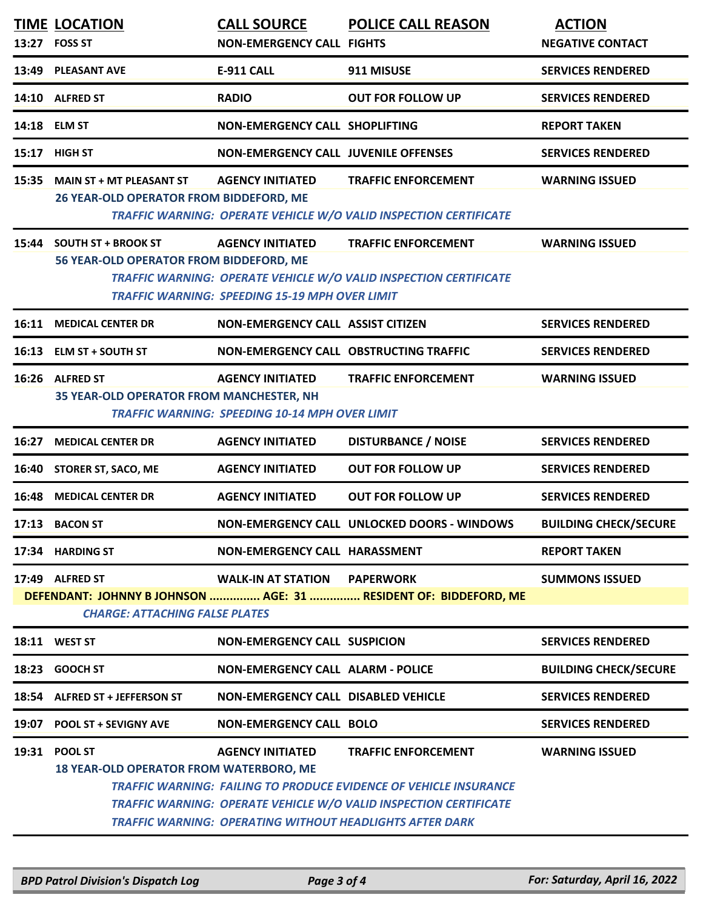| TIME | LOCATION | CALL SOURCE | POLICE CALL REASON | ACTION |
|---|---|---|---|---|
| 13:27 | FOSS ST | NON-EMERGENCY CALL | FIGHTS | NEGATIVE CONTACT |
| 13:49 | PLEASANT AVE | E-911 CALL | 911 MISUSE | SERVICES RENDERED |
| 14:10 | ALFRED ST | RADIO | OUT FOR FOLLOW UP | SERVICES RENDERED |
| 14:18 | ELM ST | NON-EMERGENCY CALL | SHOPLIFTING | REPORT TAKEN |
| 15:17 | HIGH ST | NON-EMERGENCY CALL | JUVENILE OFFENSES | SERVICES RENDERED |
| 15:35 | MAIN ST + MT PLEASANT ST | AGENCY INITIATED | TRAFFIC ENFORCEMENT | WARNING ISSUED |
| | 26 YEAR-OLD OPERATOR FROM BIDDEFORD, ME | | | |
| | *TRAFFIC WARNING: OPERATE VEHICLE W/O VALID INSPECTION CERTIFICATE* | | | |
| 15:44 | SOUTH ST + BROOK ST | AGENCY INITIATED | TRAFFIC ENFORCEMENT | WARNING ISSUED |
| | 56 YEAR-OLD OPERATOR FROM BIDDEFORD, ME | | | |
| | *TRAFFIC WARNING: OPERATE VEHICLE W/O VALID INSPECTION CERTIFICATE* | | | |
| | *TRAFFIC WARNING: SPEEDING 15-19 MPH OVER LIMIT* | | | |
| 16:11 | MEDICAL CENTER DR | NON-EMERGENCY CALL | ASSIST CITIZEN | SERVICES RENDERED |
| 16:13 | ELM ST + SOUTH ST | NON-EMERGENCY CALL | OBSTRUCTING TRAFFIC | SERVICES RENDERED |
| 16:26 | ALFRED ST | AGENCY INITIATED | TRAFFIC ENFORCEMENT | WARNING ISSUED |
| | 35 YEAR-OLD OPERATOR FROM MANCHESTER, NH | | | |
| | *TRAFFIC WARNING: SPEEDING 10-14 MPH OVER LIMIT* | | | |
| 16:27 | MEDICAL CENTER DR | AGENCY INITIATED | DISTURBANCE / NOISE | SERVICES RENDERED |
| 16:40 | STORER ST, SACO, ME | AGENCY INITIATED | OUT FOR FOLLOW UP | SERVICES RENDERED |
| 16:48 | MEDICAL CENTER DR | AGENCY INITIATED | OUT FOR FOLLOW UP | SERVICES RENDERED |
| 17:13 | BACON ST | NON-EMERGENCY CALL | UNLOCKED DOORS - WINDOWS | BUILDING CHECK/SECURE |
| 17:34 | HARDING ST | NON-EMERGENCY CALL | HARASSMENT | REPORT TAKEN |
| 17:49 | ALFRED ST | WALK-IN AT STATION | PAPERWORK | SUMMONS ISSUED |
| | DEFENDANT: JOHNNY B JOHNSON ............... AGE: 31 ............... RESIDENT OF: BIDDEFORD, ME | | | |
| | *CHARGE: ATTACHING FALSE PLATES* | | | |
| 18:11 | WEST ST | NON-EMERGENCY CALL | SUSPICION | SERVICES RENDERED |
| 18:23 | GOOCH ST | NON-EMERGENCY CALL | ALARM - POLICE | BUILDING CHECK/SECURE |
| 18:54 | ALFRED ST + JEFFERSON ST | NON-EMERGENCY CALL | DISABLED VEHICLE | SERVICES RENDERED |
| 19:07 | POOL ST + SEVIGNY AVE | NON-EMERGENCY CALL | BOLO | SERVICES RENDERED |
| 19:31 | POOL ST | AGENCY INITIATED | TRAFFIC ENFORCEMENT | WARNING ISSUED |
| | 18 YEAR-OLD OPERATOR FROM WATERBORO, ME | | | |
| | *TRAFFIC WARNING: FAILING TO PRODUCE EVIDENCE OF VEHICLE INSURANCE* | | | |
| | *TRAFFIC WARNING: OPERATE VEHICLE W/O VALID INSPECTION CERTIFICATE* | | | |
| | *TRAFFIC WARNING: OPERATING WITHOUT HEADLIGHTS AFTER DARK* | | | |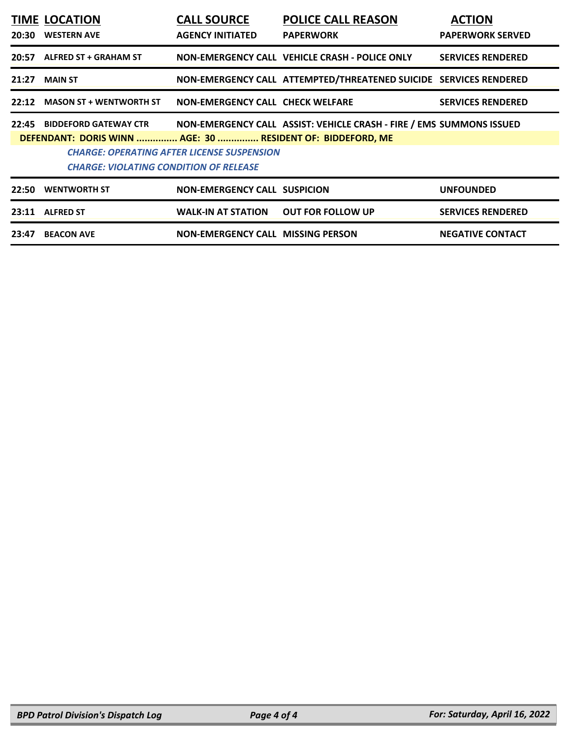| TIME | LOCATION | CALL SOURCE | POLICE CALL REASON | ACTION |
|---|---|---|---|---|
| 20:30 | WESTERN AVE | AGENCY INITIATED | PAPERWORK | PAPERWORK SERVED |
| 20:57 | ALFRED ST + GRAHAM ST | NON-EMERGENCY CALL | VEHICLE CRASH - POLICE ONLY | SERVICES RENDERED |
| 21:27 | MAIN ST | NON-EMERGENCY CALL | ATTEMPTED/THREATENED SUICIDE | SERVICES RENDERED |
| 22:12 | MASON ST + WENTWORTH ST | NON-EMERGENCY CALL | CHECK WELFARE | SERVICES RENDERED |
| 22:45 | BIDDEFORD GATEWAY CTR | NON-EMERGENCY CALL | ASSIST: VEHICLE CRASH - FIRE / EMS | SUMMONS ISSUED |

**DEFENDANT: DORIS WINN ............... AGE: 30 ............... RESIDENT OF: BIDDEFORD, ME**

*CHARGE: OPERATING AFTER LICENSE SUSPENSION*

*CHARGE: VIOLATING CONDITION OF RELEASE*

| TIME | LOCATION | CALL SOURCE | POLICE CALL REASON | ACTION |
|---|---|---|---|---|
| 22:50 | WENTWORTH ST | NON-EMERGENCY CALL | SUSPICION | UNFOUNDED |
| 23:11 | ALFRED ST | WALK-IN AT STATION | OUT FOR FOLLOW UP | SERVICES RENDERED |
| 23:47 | BEACON AVE | NON-EMERGENCY CALL | MISSING PERSON | NEGATIVE CONTACT |